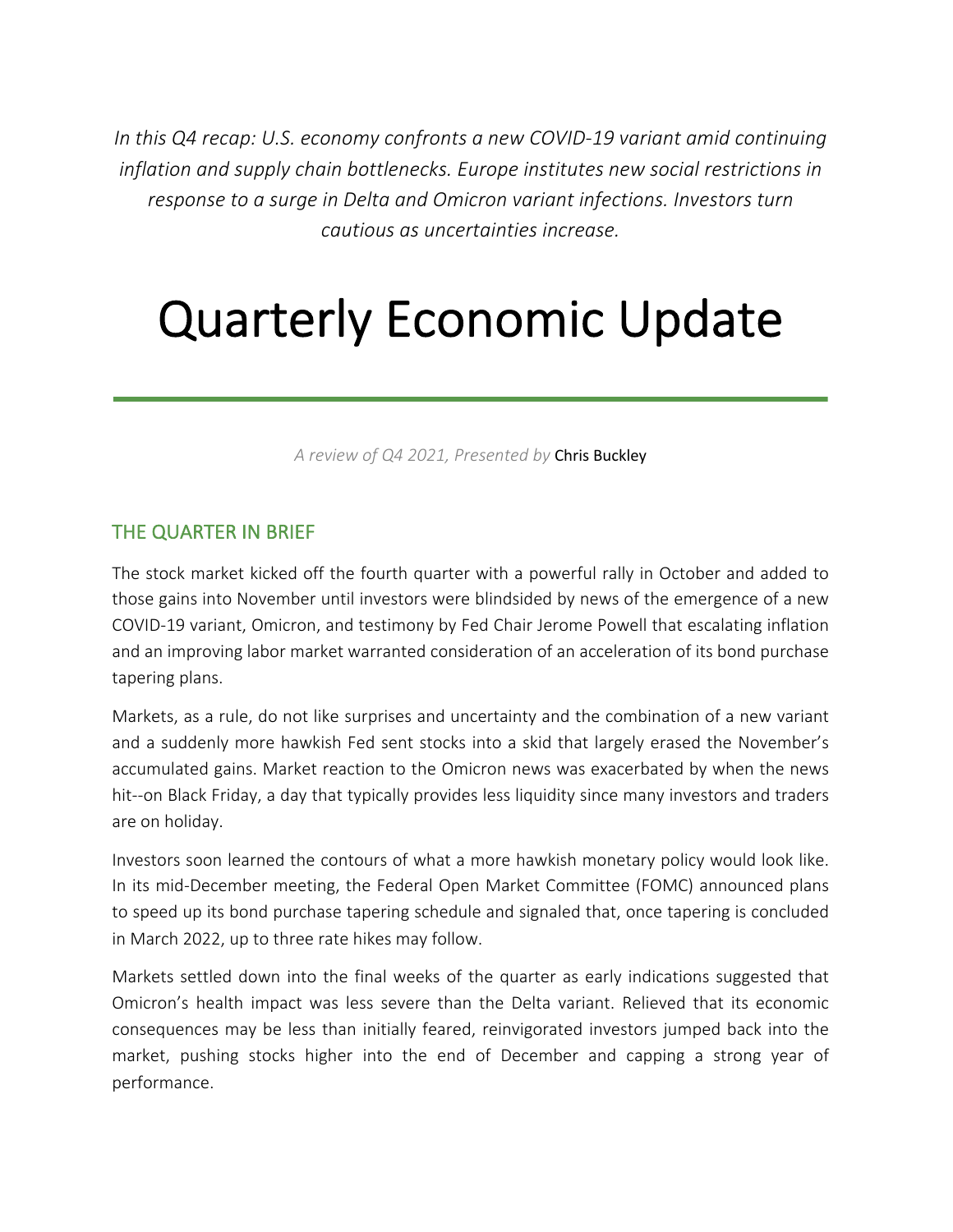*In this Q4 recap: U.S. economy confronts a new COVID-19 variant amid continuing inflation and supply chain bottlenecks. Europe institutes new social restrictions in response to a surge in Delta and Omicron variant infections. Investors turn cautious as uncertainties increase.*

# Quarterly Economic Update

*A review of Q4 2021, Presented by* Chris Buckley

## THE QUARTER IN BRIEF

The stock market kicked off the fourth quarter with a powerful rally in October and added to those gains into November until investors were blindsided by news of the emergence of a new COVID-19 variant, Omicron, and testimony by Fed Chair Jerome Powell that escalating inflation and an improving labor market warranted consideration of an acceleration of its bond purchase tapering plans.

Markets, as a rule, do not like surprises and uncertainty and the combination of a new variant and a suddenly more hawkish Fed sent stocks into a skid that largely erased the November's accumulated gains. Market reaction to the Omicron news was exacerbated by when the news hit--on Black Friday, a day that typically provides less liquidity since many investors and traders are on holiday.

Investors soon learned the contours of what a more hawkish monetary policy would look like. In its mid-December meeting, the Federal Open Market Committee (FOMC) announced plans to speed up its bond purchase tapering schedule and signaled that, once tapering is concluded in March 2022, up to three rate hikes may follow.

Markets settled down into the final weeks of the quarter as early indications suggested that Omicron's health impact was less severe than the Delta variant. Relieved that its economic consequences may be less than initially feared, reinvigorated investors jumped back into the market, pushing stocks higher into the end of December and capping a strong year of performance.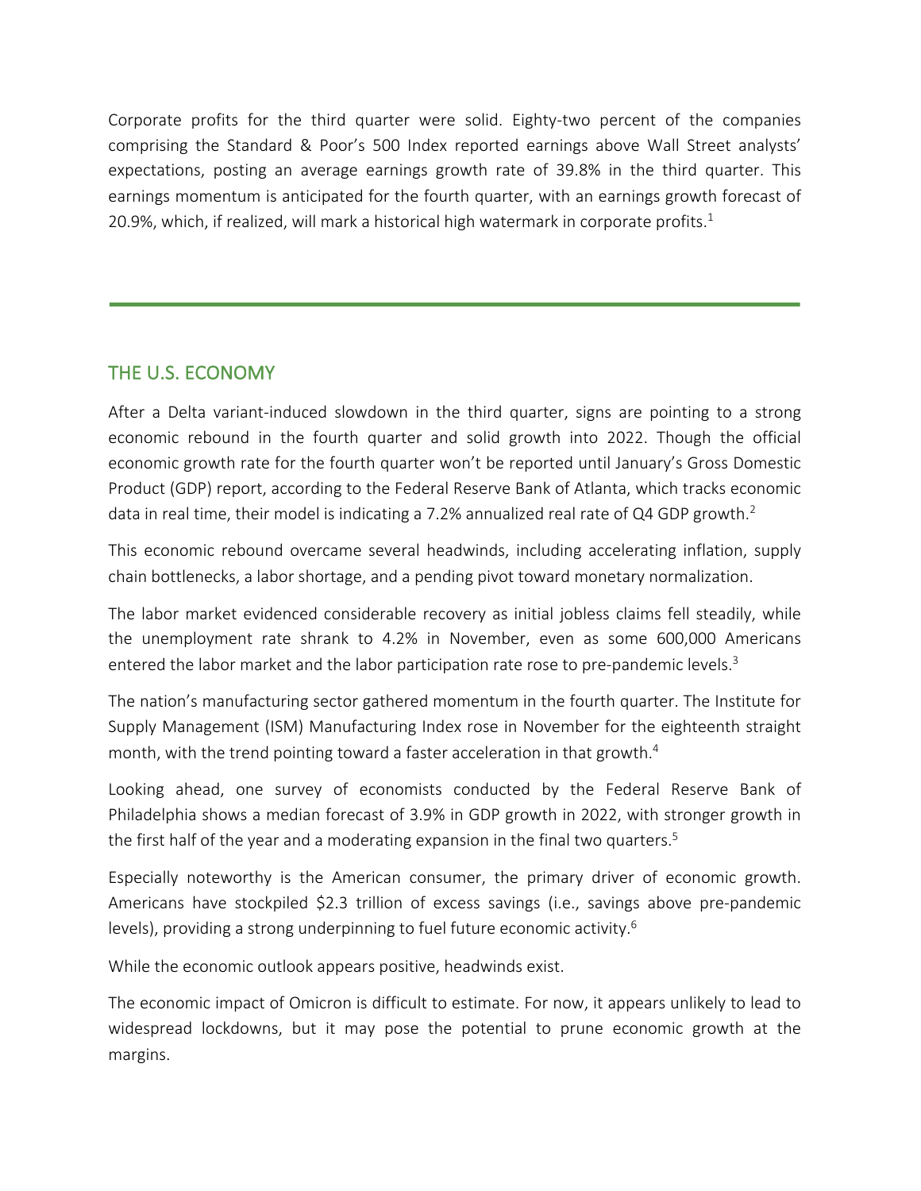Corporate profits for the third quarter were solid. Eighty-two percent of the companies comprising the Standard & Poor's 500 Index reported earnings above Wall Street analysts' expectations, posting an average earnings growth rate of 39.8% in the third quarter. This earnings momentum is anticipated for the fourth quarter, with an earnings growth forecast of 20.9%, which, if realized, will mark a historical high watermark in corporate profits.[1]

---

## THE U.S. ECONOMY

After a Delta variant-induced slowdown in the third quarter, signs are pointing to a strong economic rebound in the fourth quarter and solid growth into 2022. Though the official economic growth rate for the fourth quarter won't be reported until January's Gross Domestic Product (GDP) report, according to the Federal Reserve Bank of Atlanta, which tracks economic data in real time, their model is indicating a 7.2% annualized real rate of Q4 GDP growth.[2]

This economic rebound overcame several headwinds, including accelerating inflation, supply chain bottlenecks, a labor shortage, and a pending pivot toward monetary normalization.

The labor market evidenced considerable recovery as initial jobless claims fell steadily, while the unemployment rate shrank to 4.2% in November, even as some 600,000 Americans entered the labor market and the labor participation rate rose to pre-pandemic levels.[3]

The nation's manufacturing sector gathered momentum in the fourth quarter. The Institute for Supply Management (ISM) Manufacturing Index rose in November for the eighteenth straight month, with the trend pointing toward a faster acceleration in that growth.[4]

Looking ahead, one survey of economists conducted by the Federal Reserve Bank of Philadelphia shows a median forecast of 3.9% in GDP growth in 2022, with stronger growth in the first half of the year and a moderating expansion in the final two quarters.[5]

Especially noteworthy is the American consumer, the primary driver of economic growth. Americans have stockpiled $2.3 trillion of excess savings (i.e., savings above pre-pandemic levels), providing a strong underpinning to fuel future economic activity.[6]

While the economic outlook appears positive, headwinds exist.

The economic impact of Omicron is difficult to estimate. For now, it appears unlikely to lead to widespread lockdowns, but it may pose the potential to prune economic growth at the margins.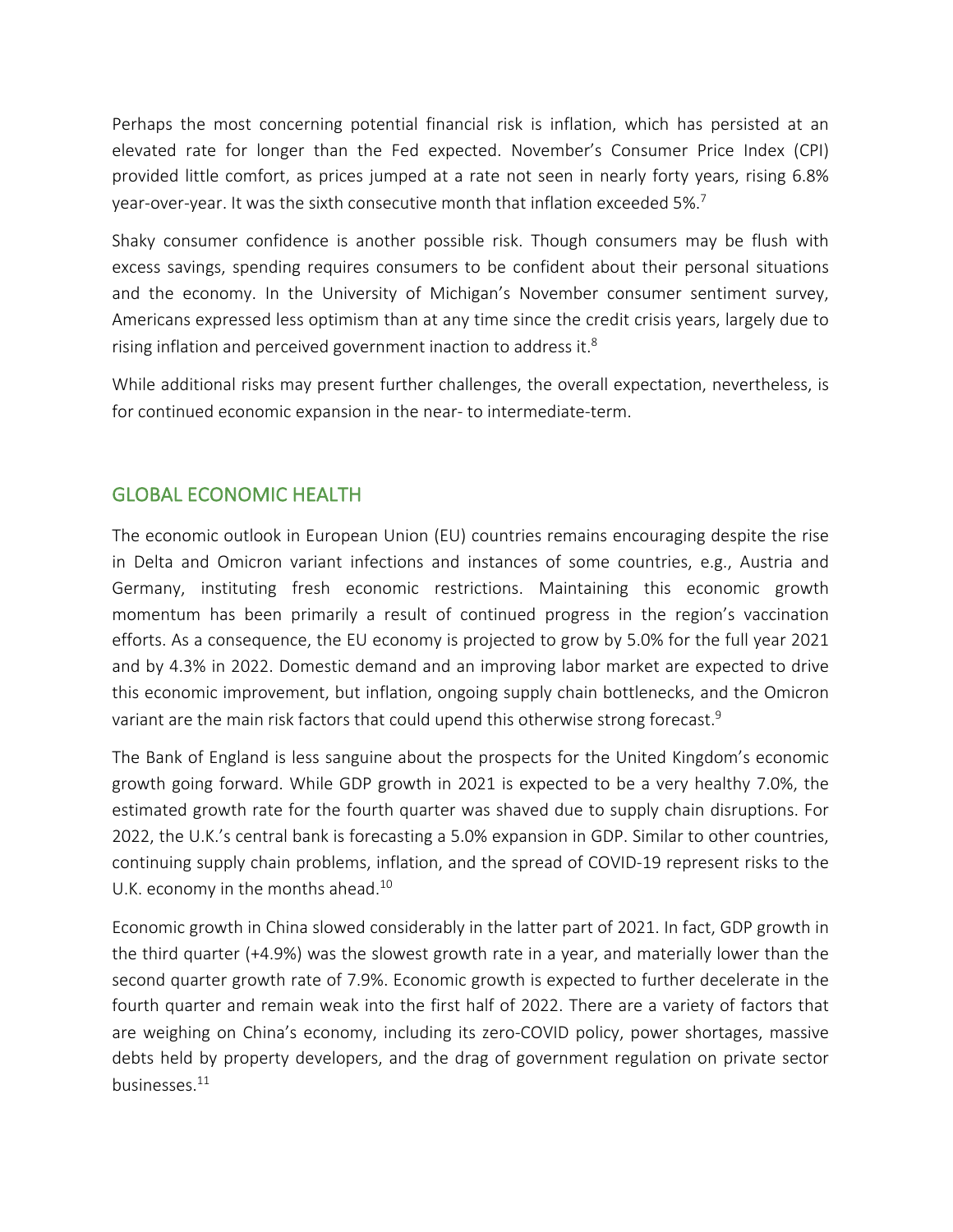Perhaps the most concerning potential financial risk is inflation, which has persisted at an elevated rate for longer than the Fed expected. November's Consumer Price Index (CPI) provided little comfort, as prices jumped at a rate not seen in nearly forty years, rising 6.8% year-over-year. It was the sixth consecutive month that inflation exceeded 5%.[7]

Shaky consumer confidence is another possible risk. Though consumers may be flush with excess savings, spending requires consumers to be confident about their personal situations and the economy. In the University of Michigan's November consumer sentiment survey, Americans expressed less optimism than at any time since the credit crisis years, largely due to rising inflation and perceived government inaction to address it.[8]

While additional risks may present further challenges, the overall expectation, nevertheless, is for continued economic expansion in the near- to intermediate-term.

## GLOBAL ECONOMIC HEALTH

The economic outlook in European Union (EU) countries remains encouraging despite the rise in Delta and Omicron variant infections and instances of some countries, e.g., Austria and Germany, instituting fresh economic restrictions. Maintaining this economic growth momentum has been primarily a result of continued progress in the region's vaccination efforts. As a consequence, the EU economy is projected to grow by 5.0% for the full year 2021 and by 4.3% in 2022. Domestic demand and an improving labor market are expected to drive this economic improvement, but inflation, ongoing supply chain bottlenecks, and the Omicron variant are the main risk factors that could upend this otherwise strong forecast.[9]

The Bank of England is less sanguine about the prospects for the United Kingdom's economic growth going forward. While GDP growth in 2021 is expected to be a very healthy 7.0%, the estimated growth rate for the fourth quarter was shaved due to supply chain disruptions. For 2022, the U.K.'s central bank is forecasting a 5.0% expansion in GDP. Similar to other countries, continuing supply chain problems, inflation, and the spread of COVID-19 represent risks to the U.K. economy in the months ahead.[10]

Economic growth in China slowed considerably in the latter part of 2021. In fact, GDP growth in the third quarter (+4.9%) was the slowest growth rate in a year, and materially lower than the second quarter growth rate of 7.9%. Economic growth is expected to further decelerate in the fourth quarter and remain weak into the first half of 2022. There are a variety of factors that are weighing on China's economy, including its zero-COVID policy, power shortages, massive debts held by property developers, and the drag of government regulation on private sector businesses.[11]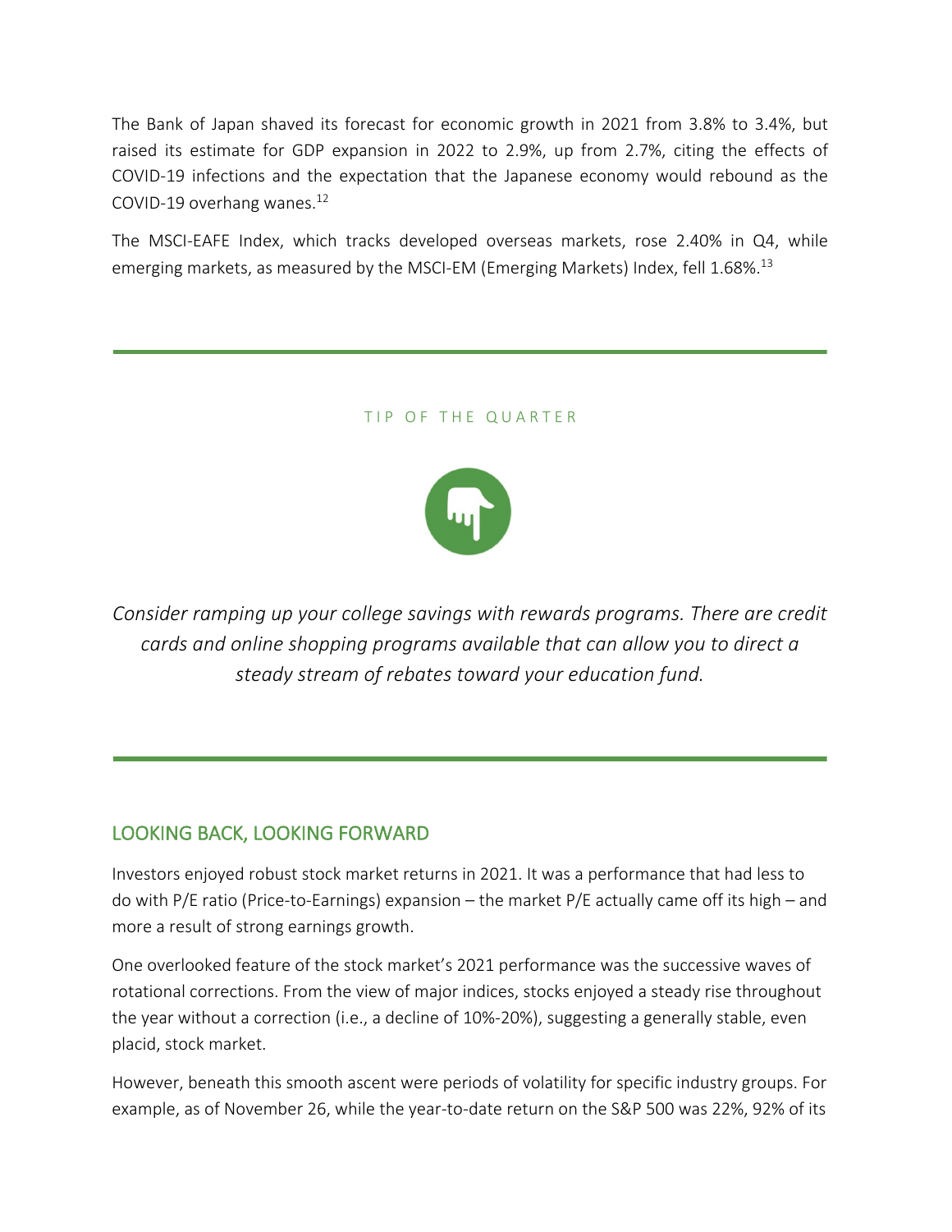The Bank of Japan shaved its forecast for economic growth in 2021 from 3.8% to 3.4%, but raised its estimate for GDP expansion in 2022 to 2.9%, up from 2.7%, citing the effects of COVID-19 infections and the expectation that the Japanese economy would rebound as the COVID-19 overhang wanes.[12]

The MSCI-EAFE Index, which tracks developed overseas markets, rose 2.40% in Q4, while emerging markets, as measured by the MSCI-EM (Emerging Markets) Index, fell 1.68%.[13]

---

TIP OF THE QUARTER

*Consider ramping up your college savings with rewards programs. There are credit cards and online shopping programs available that can allow you to direct a steady stream of rebates toward your education fund.*

---

## LOOKING BACK, LOOKING FORWARD

Investors enjoyed robust stock market returns in 2021. It was a performance that had less to do with P/E ratio (Price-to-Earnings) expansion – the market P/E actually came off its high – and more a result of strong earnings growth.

One overlooked feature of the stock market's 2021 performance was the successive waves of rotational corrections. From the view of major indices, stocks enjoyed a steady rise throughout the year without a correction (i.e., a decline of 10%-20%), suggesting a generally stable, even placid, stock market.

However, beneath this smooth ascent were periods of volatility for specific industry groups. For example, as of November 26, while the year-to-date return on the S&P 500 was 22%, 92% of its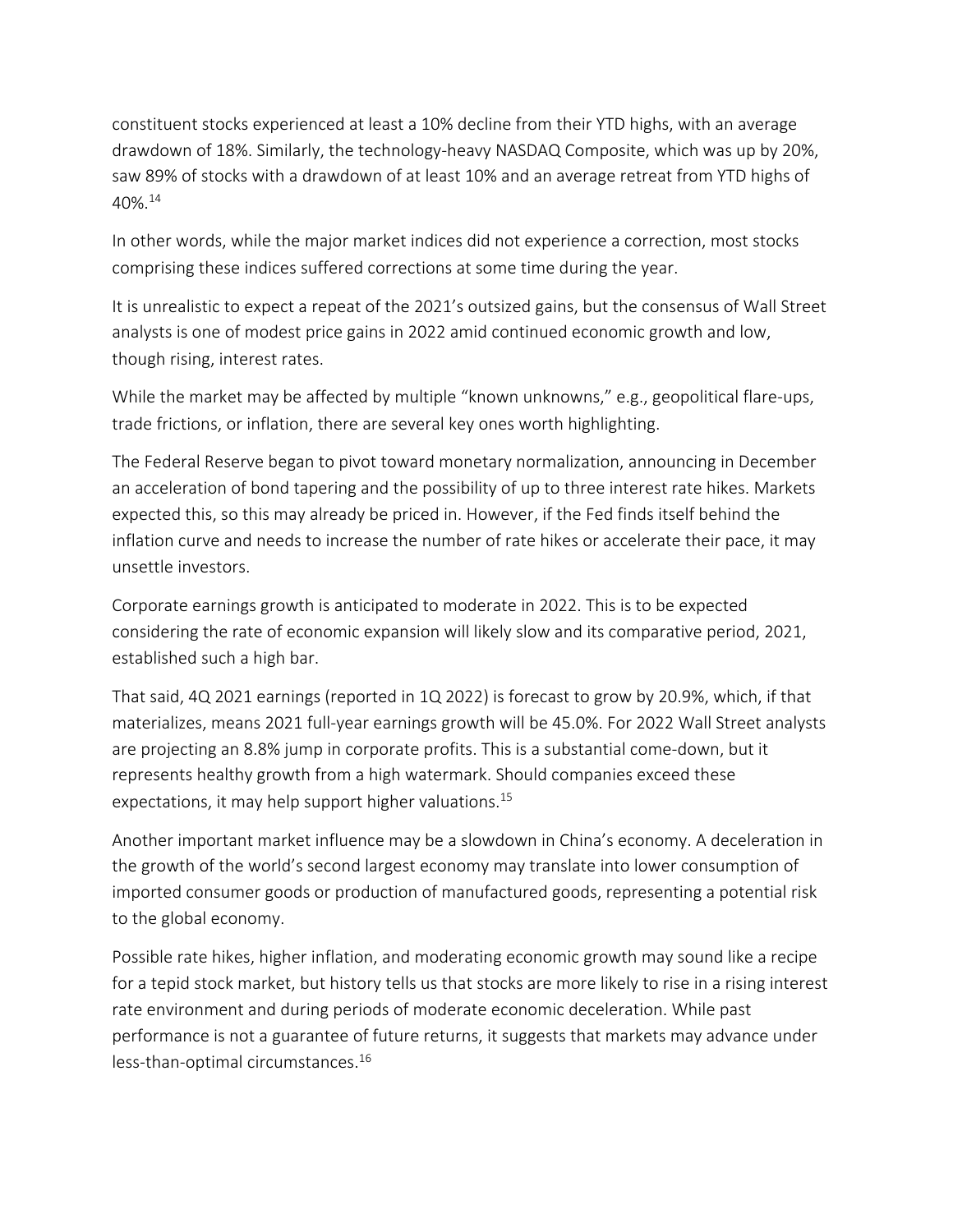constituent stocks experienced at least a 10% decline from their YTD highs, with an average drawdown of 18%. Similarly, the technology-heavy NASDAQ Composite, which was up by 20%, saw 89% of stocks with a drawdown of at least 10% and an average retreat from YTD highs of 40%.[14]

In other words, while the major market indices did not experience a correction, most stocks comprising these indices suffered corrections at some time during the year.

It is unrealistic to expect a repeat of the 2021's outsized gains, but the consensus of Wall Street analysts is one of modest price gains in 2022 amid continued economic growth and low, though rising, interest rates.

While the market may be affected by multiple "known unknowns," e.g., geopolitical flare-ups, trade frictions, or inflation, there are several key ones worth highlighting.

The Federal Reserve began to pivot toward monetary normalization, announcing in December an acceleration of bond tapering and the possibility of up to three interest rate hikes. Markets expected this, so this may already be priced in. However, if the Fed finds itself behind the inflation curve and needs to increase the number of rate hikes or accelerate their pace, it may unsettle investors.

Corporate earnings growth is anticipated to moderate in 2022. This is to be expected considering the rate of economic expansion will likely slow and its comparative period, 2021, established such a high bar.

That said, 4Q 2021 earnings (reported in 1Q 2022) is forecast to grow by 20.9%, which, if that materializes, means 2021 full-year earnings growth will be 45.0%. For 2022 Wall Street analysts are projecting an 8.8% jump in corporate profits. This is a substantial come-down, but it represents healthy growth from a high watermark. Should companies exceed these expectations, it may help support higher valuations.[15]

Another important market influence may be a slowdown in China's economy. A deceleration in the growth of the world's second largest economy may translate into lower consumption of imported consumer goods or production of manufactured goods, representing a potential risk to the global economy.

Possible rate hikes, higher inflation, and moderating economic growth may sound like a recipe for a tepid stock market, but history tells us that stocks are more likely to rise in a rising interest rate environment and during periods of moderate economic deceleration. While past performance is not a guarantee of future returns, it suggests that markets may advance under less-than-optimal circumstances.[16]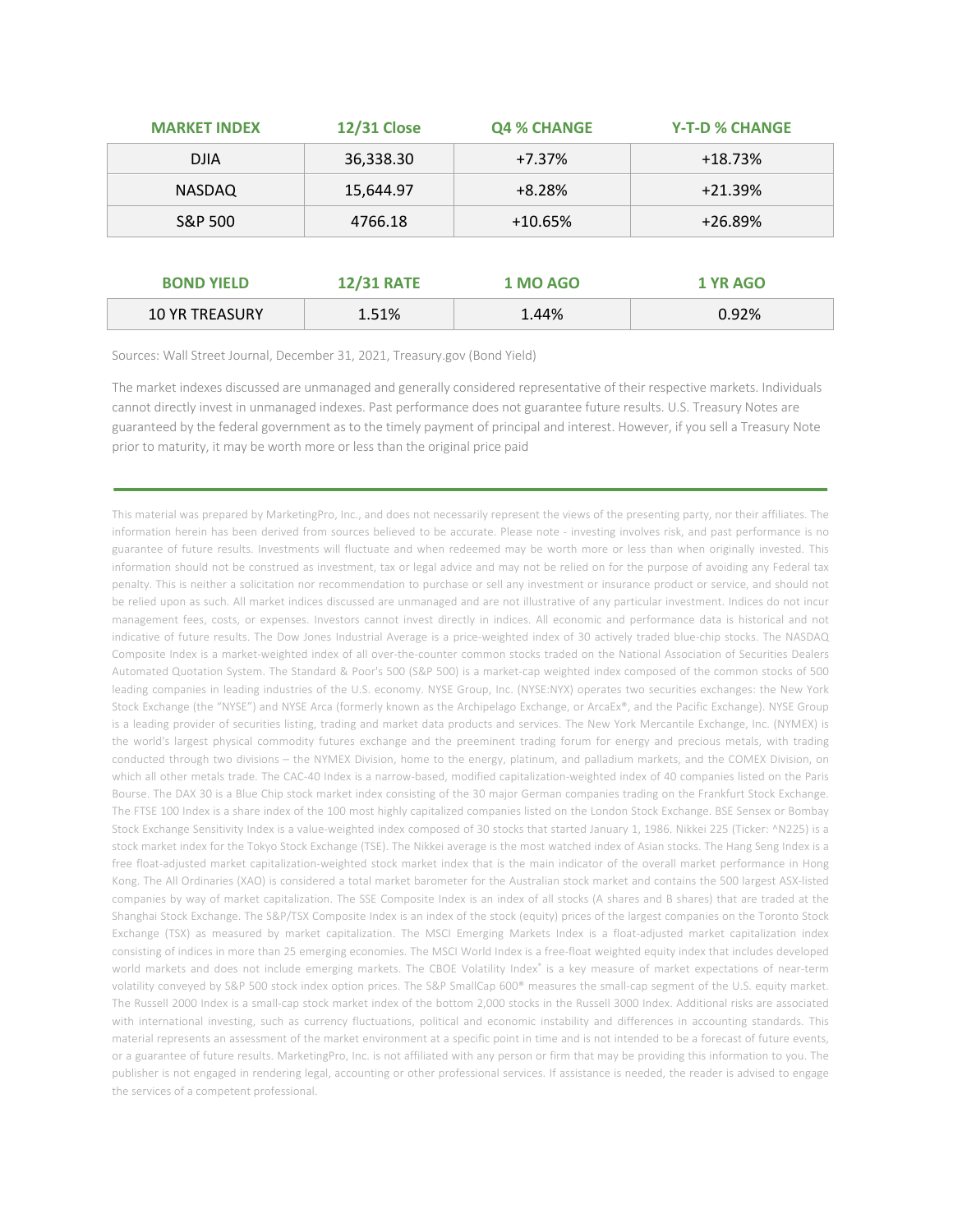| MARKET INDEX | 12/31 Close | Q4 % CHANGE | Y-T-D % CHANGE |
|---|---|---|---|
| DJIA | 36,338.30 | +7.37% | +18.73% |
| NASDAQ | 15,644.97 | +8.28% | +21.39% |
| S&P 500 | 4766.18 | +10.65% | +26.89% |

| BOND YIELD | 12/31 RATE | 1 MO AGO | 1 YR AGO |
|---|---|---|---|
| 10 YR TREASURY | 1.51% | 1.44% | 0.92% |

Sources: Wall Street Journal, December 31, 2021, Treasury.gov (Bond Yield)

The market indexes discussed are unmanaged and generally considered representative of their respective markets. Individuals cannot directly invest in unmanaged indexes. Past performance does not guarantee future results. U.S. Treasury Notes are guaranteed by the federal government as to the timely payment of principal and interest. However, if you sell a Treasury Note prior to maturity, it may be worth more or less than the original price paid

---

This material was prepared by MarketingPro, Inc., and does not necessarily represent the views of the presenting party, nor their affiliates. The information herein has been derived from sources believed to be accurate. Please note - investing involves risk, and past performance is no guarantee of future results. Investments will fluctuate and when redeemed may be worth more or less than when originally invested. This information should not be construed as investment, tax or legal advice and may not be relied on for the purpose of avoiding any Federal tax penalty. This is neither a solicitation nor recommendation to purchase or sell any investment or insurance product or service, and should not be relied upon as such. All market indices discussed are unmanaged and are not illustrative of any particular investment. Indices do not incur management fees, costs, or expenses. Investors cannot invest directly in indices. All economic and performance data is historical and not indicative of future results. The Dow Jones Industrial Average is a price-weighted index of 30 actively traded blue-chip stocks. The NASDAQ Composite Index is a market-weighted index of all over-the-counter common stocks traded on the National Association of Securities Dealers Automated Quotation System. The Standard & Poor's 500 (S&P 500) is a market-cap weighted index composed of the common stocks of 500 leading companies in leading industries of the U.S. economy. NYSE Group, Inc. (NYSE:NYX) operates two securities exchanges: the New York Stock Exchange (the "NYSE") and NYSE Arca (formerly known as the Archipelago Exchange, or ArcaEx®, and the Pacific Exchange). NYSE Group is a leading provider of securities listing, trading and market data products and services. The New York Mercantile Exchange, Inc. (NYMEX) is the world's largest physical commodity futures exchange and the preeminent trading forum for energy and precious metals, with trading conducted through two divisions – the NYMEX Division, home to the energy, platinum, and palladium markets, and the COMEX Division, on which all other metals trade. The CAC-40 Index is a narrow-based, modified capitalization-weighted index of 40 companies listed on the Paris Bourse. The DAX 30 is a Blue Chip stock market index consisting of the 30 major German companies trading on the Frankfurt Stock Exchange. The FTSE 100 Index is a share index of the 100 most highly capitalized companies listed on the London Stock Exchange. BSE Sensex or Bombay Stock Exchange Sensitivity Index is a value-weighted index composed of 30 stocks that started January 1, 1986. Nikkei 225 (Ticker: ^N225) is a stock market index for the Tokyo Stock Exchange (TSE). The Nikkei average is the most watched index of Asian stocks. The Hang Seng Index is a free float-adjusted market capitalization-weighted stock market index that is the main indicator of the overall market performance in Hong Kong. The All Ordinaries (XAO) is considered a total market barometer for the Australian stock market and contains the 500 largest ASX-listed companies by way of market capitalization. The SSE Composite Index is an index of all stocks (A shares and B shares) that are traded at the Shanghai Stock Exchange. The S&P/TSX Composite Index is an index of the stock (equity) prices of the largest companies on the Toronto Stock Exchange (TSX) as measured by market capitalization. The MSCI Emerging Markets Index is a float-adjusted market capitalization index consisting of indices in more than 25 emerging economies. The MSCI World Index is a free-float weighted equity index that includes developed world markets and does not include emerging markets. The CBOE Volatility Index® is a key measure of market expectations of near-term volatility conveyed by S&P 500 stock index option prices. The S&P SmallCap 600® measures the small-cap segment of the U.S. equity market. The Russell 2000 Index is a small-cap stock market index of the bottom 2,000 stocks in the Russell 3000 Index. Additional risks are associated with international investing, such as currency fluctuations, political and economic instability and differences in accounting standards. This material represents an assessment of the market environment at a specific point in time and is not intended to be a forecast of future events, or a guarantee of future results. MarketingPro, Inc. is not affiliated with any person or firm that may be providing this information to you. The publisher is not engaged in rendering legal, accounting or other professional services. If assistance is needed, the reader is advised to engage the services of a competent professional.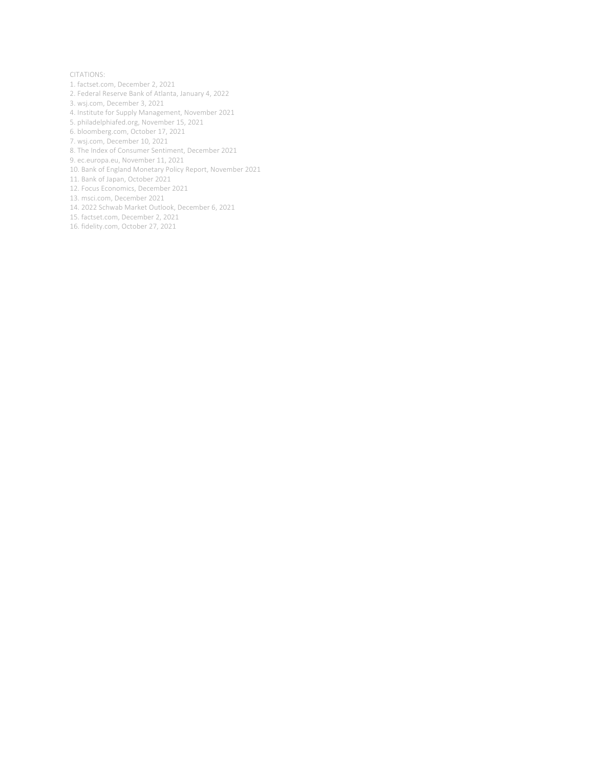CITATIONS:

1. factset.com, December 2, 2021
2. Federal Reserve Bank of Atlanta, January 4, 2022
3. wsj.com, December 3, 2021
4. Institute for Supply Management, November 2021
5. philadelphiafed.org, November 15, 2021
6. bloomberg.com, October 17, 2021
7. wsj.com, December 10, 2021
8. The Index of Consumer Sentiment, December 2021
9. ec.europa.eu, November 11, 2021
10. Bank of England Monetary Policy Report, November 2021
11. Bank of Japan, October 2021
12. Focus Economics, December 2021
13. msci.com, December 2021
14. 2022 Schwab Market Outlook, December 6, 2021
15. factset.com, December 2, 2021
16. fidelity.com, October 27, 2021